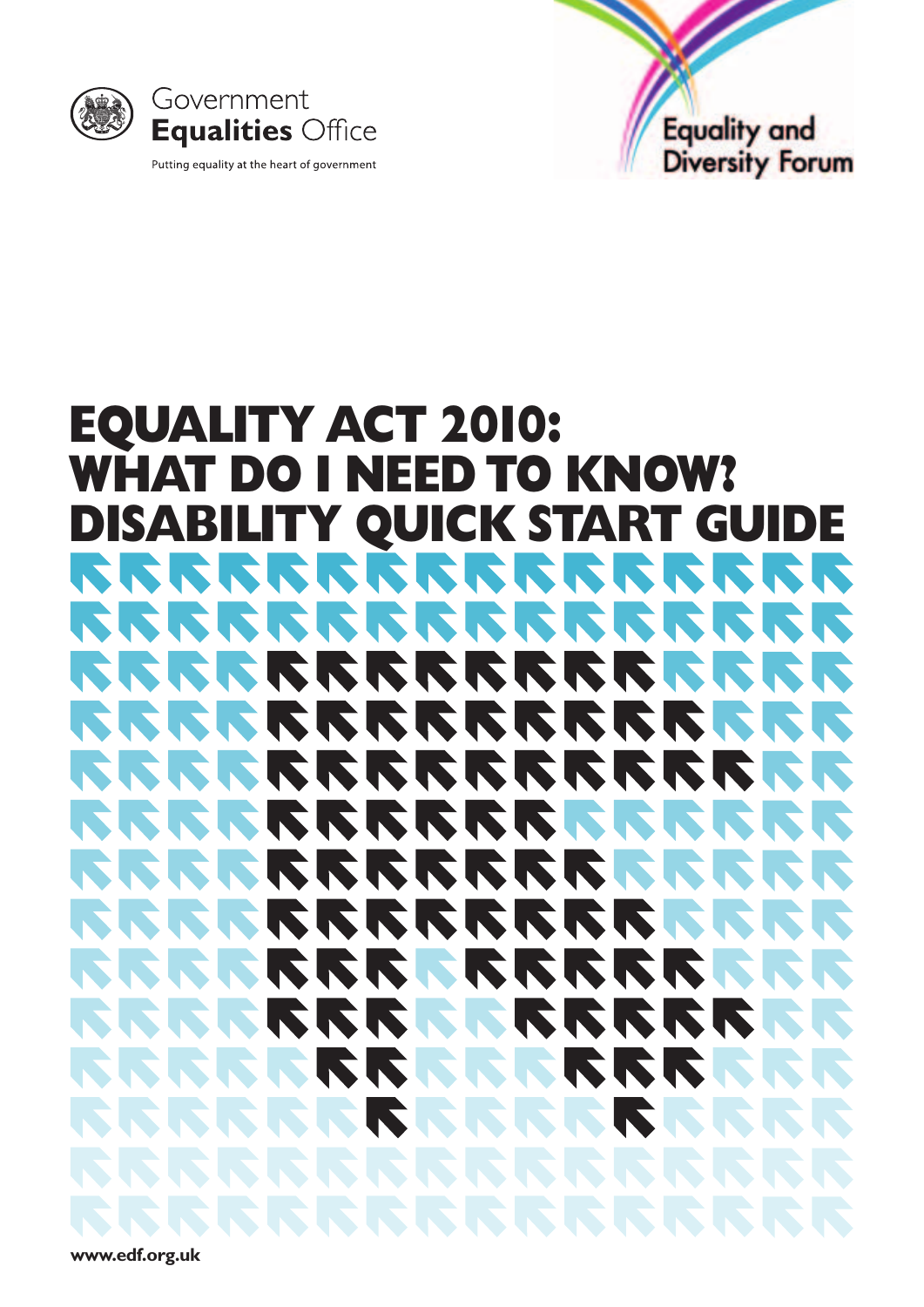Government
**Equalities** Office

Putting equality at the heart of government

Equality and Diversity Forum

# EQUALITY ACT 2010: WHAT DO I NEED TO KNOW? DISABILITY QUICK START GUIDE

**www.edf.org.uk**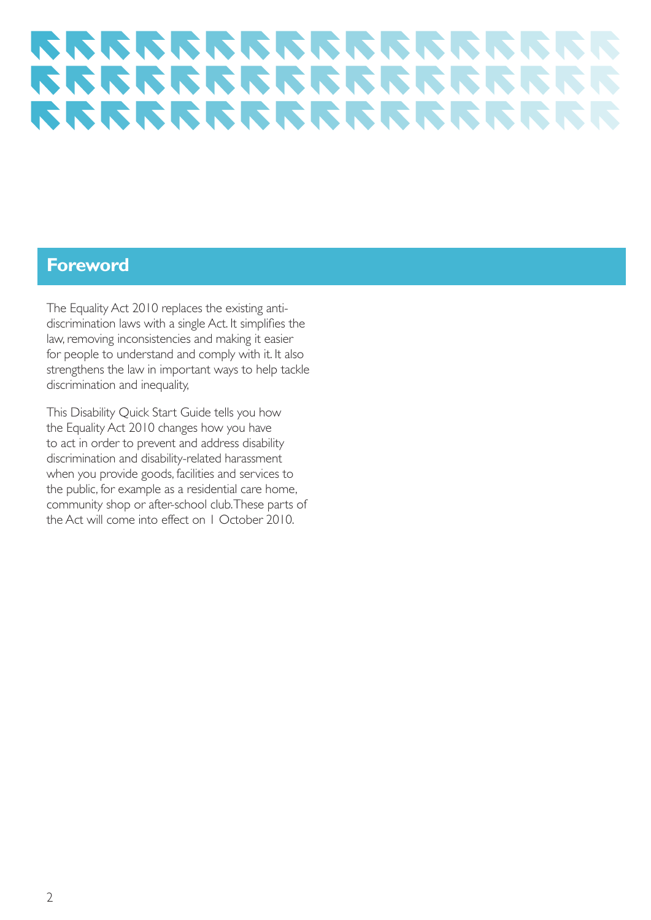## Foreword

The Equality Act 2010 replaces the existing anti-discrimination laws with a single Act. It simplifies the law, removing inconsistencies and making it easier for people to understand and comply with it. It also strengthens the law in important ways to help tackle discrimination and inequality,

This Disability Quick Start Guide tells you how the Equality Act 2010 changes how you have to act in order to prevent and address disability discrimination and disability-related harassment when you provide goods, facilities and services to the public, for example as a residential care home, community shop or after-school club. These parts of the Act will come into effect on 1 October 2010.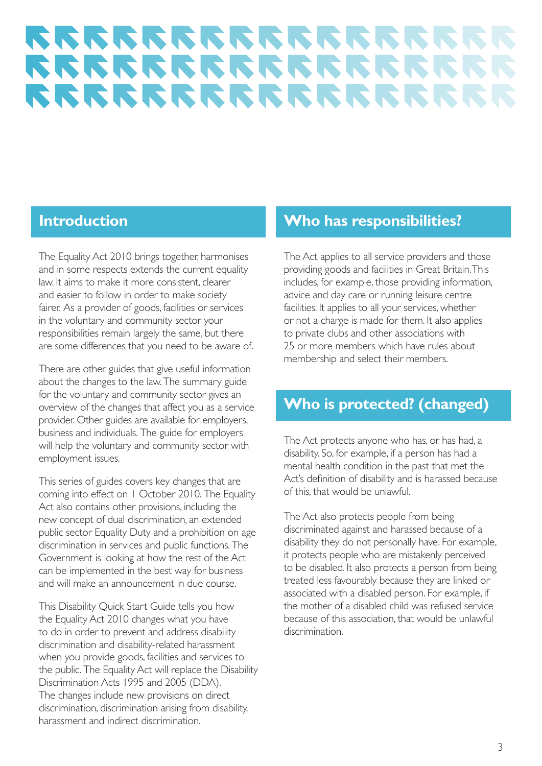## Introduction

The Equality Act 2010 brings together, harmonises and in some respects extends the current equality law. It aims to make it more consistent, clearer and easier to follow in order to make society fairer. As a provider of goods, facilities or services in the voluntary and community sector your responsibilities remain largely the same, but there are some differences that you need to be aware of.

There are other guides that give useful information about the changes to the law. The summary guide for the voluntary and community sector gives an overview of the changes that affect you as a service provider. Other guides are available for employers, business and individuals. The guide for employers will help the voluntary and community sector with employment issues.

This series of guides covers key changes that are coming into effect on 1 October 2010. The Equality Act also contains other provisions, including the new concept of dual discrimination, an extended public sector Equality Duty and a prohibition on age discrimination in services and public functions. The Government is looking at how the rest of the Act can be implemented in the best way for business and will make an announcement in due course.

This Disability Quick Start Guide tells you how the Equality Act 2010 changes what you have to do in order to prevent and address disability discrimination and disability-related harassment when you provide goods, facilities and services to the public. The Equality Act will replace the Disability Discrimination Acts 1995 and 2005 (DDA). The changes include new provisions on direct discrimination, discrimination arising from disability, harassment and indirect discrimination.

## Who has responsibilities?

The Act applies to all service providers and those providing goods and facilities in Great Britain. This includes, for example, those providing information, advice and day care or running leisure centre facilities. It applies to all your services, whether or not a charge is made for them. It also applies to private clubs and other associations with 25 or more members which have rules about membership and select their members.

## Who is protected? (changed)

The Act protects anyone who has, or has had, a disability. So, for example, if a person has had a mental health condition in the past that met the Act's definition of disability and is harassed because of this, that would be unlawful.

The Act also protects people from being discriminated against and harassed because of a disability they do not personally have. For example, it protects people who are mistakenly perceived to be disabled. It also protects a person from being treated less favourably because they are linked or associated with a disabled person. For example, if the mother of a disabled child was refused service because of this association, that would be unlawful discrimination.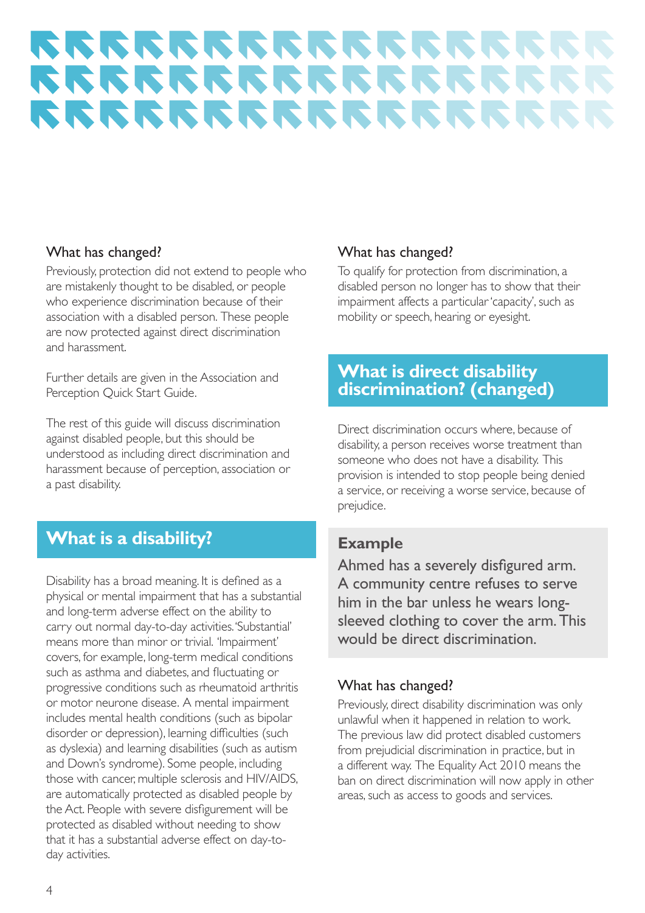### What has changed?

Previously, protection did not extend to people who are mistakenly thought to be disabled, or people who experience discrimination because of their association with a disabled person. These people are now protected against direct discrimination and harassment.

Further details are given in the Association and Perception Quick Start Guide.

The rest of this guide will discuss discrimination against disabled people, but this should be understood as including direct discrimination and harassment because of perception, association or a past disability.

## What is a disability?

Disability has a broad meaning. It is defined as a physical or mental impairment that has a substantial and long-term adverse effect on the ability to carry out normal day-to-day activities. 'Substantial' means more than minor or trivial. 'Impairment' covers, for example, long-term medical conditions such as asthma and diabetes, and fluctuating or progressive conditions such as rheumatoid arthritis or motor neurone disease. A mental impairment includes mental health conditions (such as bipolar disorder or depression), learning difficulties (such as dyslexia) and learning disabilities (such as autism and Down's syndrome). Some people, including those with cancer, multiple sclerosis and HIV/AIDS, are automatically protected as disabled people by the Act. People with severe disfigurement will be protected as disabled without needing to show that it has a substantial adverse effect on day-to-day activities.

### What has changed?

To qualify for protection from discrimination, a disabled person no longer has to show that their impairment affects a particular 'capacity', such as mobility or speech, hearing or eyesight.

## What is direct disability discrimination? (changed)

Direct discrimination occurs where, because of disability, a person receives worse treatment than someone who does not have a disability. This provision is intended to stop people being denied a service, or receiving a worse service, because of prejudice.

### Example

Ahmed has a severely disfigured arm. A community centre refuses to serve him in the bar unless he wears long-sleeved clothing to cover the arm. This would be direct discrimination.

### What has changed?

Previously, direct disability discrimination was only unlawful when it happened in relation to work. The previous law did protect disabled customers from prejudicial discrimination in practice, but in a different way. The Equality Act 2010 means the ban on direct discrimination will now apply in other areas, such as access to goods and services.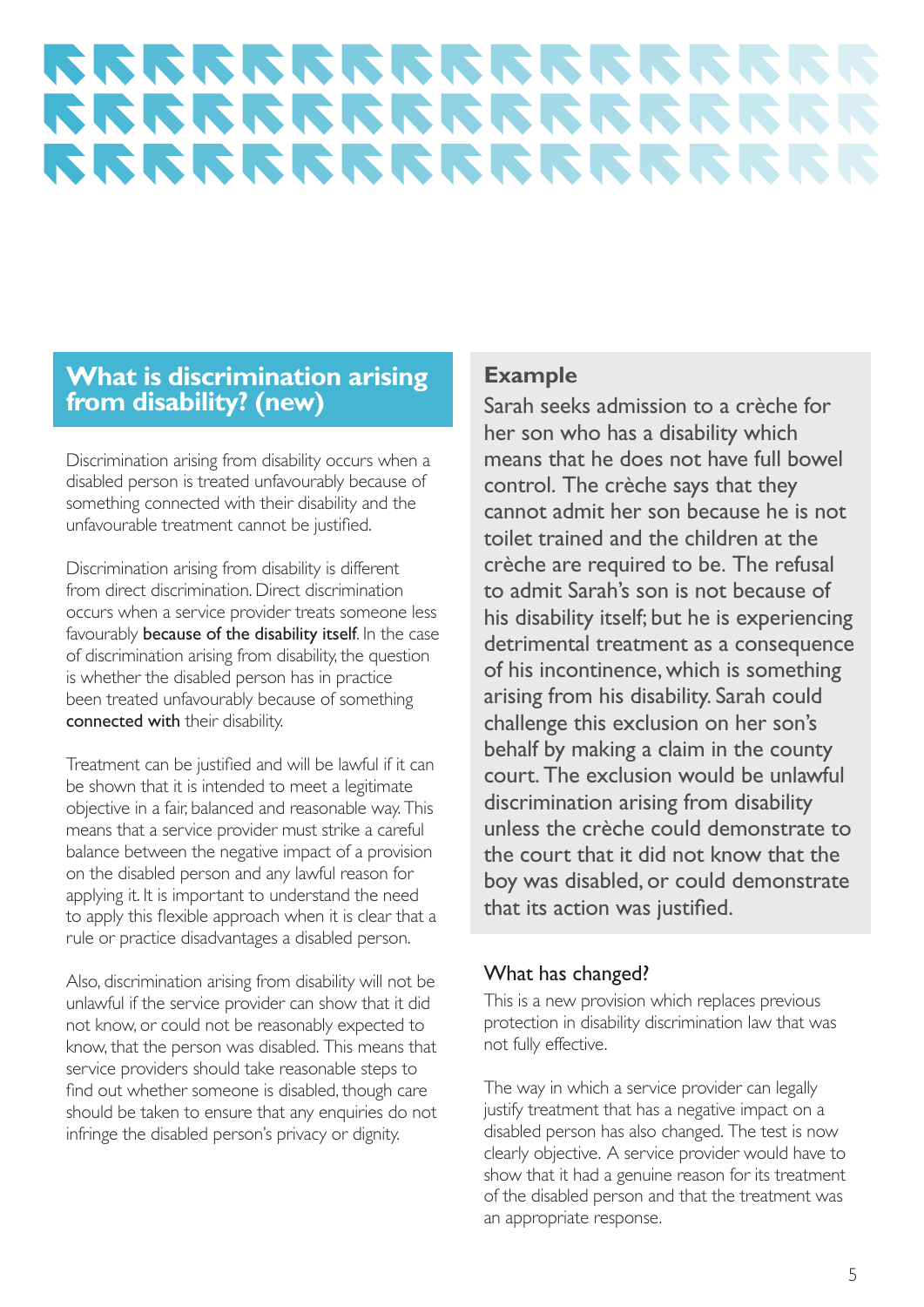## What is discrimination arising from disability? (new)

Discrimination arising from disability occurs when a disabled person is treated unfavourably because of something connected with their disability and the unfavourable treatment cannot be justified.

Discrimination arising from disability is different from direct discrimination. Direct discrimination occurs when a service provider treats someone less favourably **because of the disability itself**. In the case of discrimination arising from disability, the question is whether the disabled person has in practice been treated unfavourably because of something **connected with** their disability.

Treatment can be justified and will be lawful if it can be shown that it is intended to meet a legitimate objective in a fair, balanced and reasonable way. This means that a service provider must strike a careful balance between the negative impact of a provision on the disabled person and any lawful reason for applying it. It is important to understand the need to apply this flexible approach when it is clear that a rule or practice disadvantages a disabled person.

Also, discrimination arising from disability will not be unlawful if the service provider can show that it did not know, or could not be reasonably expected to know, that the person was disabled. This means that service providers should take reasonable steps to find out whether someone is disabled, though care should be taken to ensure that any enquiries do not infringe the disabled person's privacy or dignity.

### Example

Sarah seeks admission to a crèche for her son who has a disability which means that he does not have full bowel control. The crèche says that they cannot admit her son because he is not toilet trained and the children at the crèche are required to be. The refusal to admit Sarah's son is not because of his disability itself; but he is experiencing detrimental treatment as a consequence of his incontinence, which is something arising from his disability. Sarah could challenge this exclusion on her son's behalf by making a claim in the county court. The exclusion would be unlawful discrimination arising from disability unless the crèche could demonstrate to the court that it did not know that the boy was disabled, or could demonstrate that its action was justified.

### What has changed?

This is a new provision which replaces previous protection in disability discrimination law that was not fully effective.

The way in which a service provider can legally justify treatment that has a negative impact on a disabled person has also changed. The test is now clearly objective. A service provider would have to show that it had a genuine reason for its treatment of the disabled person and that the treatment was an appropriate response.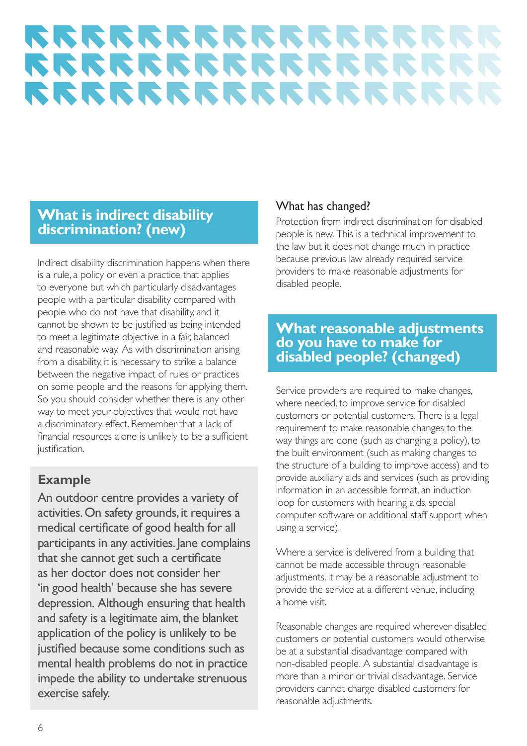## What is indirect disability discrimination? (new)

Indirect disability discrimination happens when there is a rule, a policy or even a practice that applies to everyone but which particularly disadvantages people with a particular disability compared with people who do not have that disability, and it cannot be shown to be justified as being intended to meet a legitimate objective in a fair, balanced and reasonable way. As with discrimination arising from a disability, it is necessary to strike a balance between the negative impact of rules or practices on some people and the reasons for applying them. So you should consider whether there is any other way to meet your objectives that would not have a discriminatory effect. Remember that a lack of financial resources alone is unlikely to be a sufficient justification.

### Example

An outdoor centre provides a variety of activities. On safety grounds, it requires a medical certificate of good health for all participants in any activities. Jane complains that she cannot get such a certificate as her doctor does not consider her 'in good health' because she has severe depression. Although ensuring that health and safety is a legitimate aim, the blanket application of the policy is unlikely to be justified because some conditions such as mental health problems do not in practice impede the ability to undertake strenuous exercise safely.

### What has changed?

Protection from indirect discrimination for disabled people is new. This is a technical improvement to the law but it does not change much in practice because previous law already required service providers to make reasonable adjustments for disabled people.

## What reasonable adjustments do you have to make for disabled people? (changed)

Service providers are required to make changes, where needed, to improve service for disabled customers or potential customers. There is a legal requirement to make reasonable changes to the way things are done (such as changing a policy), to the built environment (such as making changes to the structure of a building to improve access) and to provide auxiliary aids and services (such as providing information in an accessible format, an induction loop for customers with hearing aids, special computer software or additional staff support when using a service).

Where a service is delivered from a building that cannot be made accessible through reasonable adjustments, it may be a reasonable adjustment to provide the service at a different venue, including a home visit.

Reasonable changes are required wherever disabled customers or potential customers would otherwise be at a substantial disadvantage compared with non-disabled people. A substantial disadvantage is more than a minor or trivial disadvantage. Service providers cannot charge disabled customers for reasonable adjustments.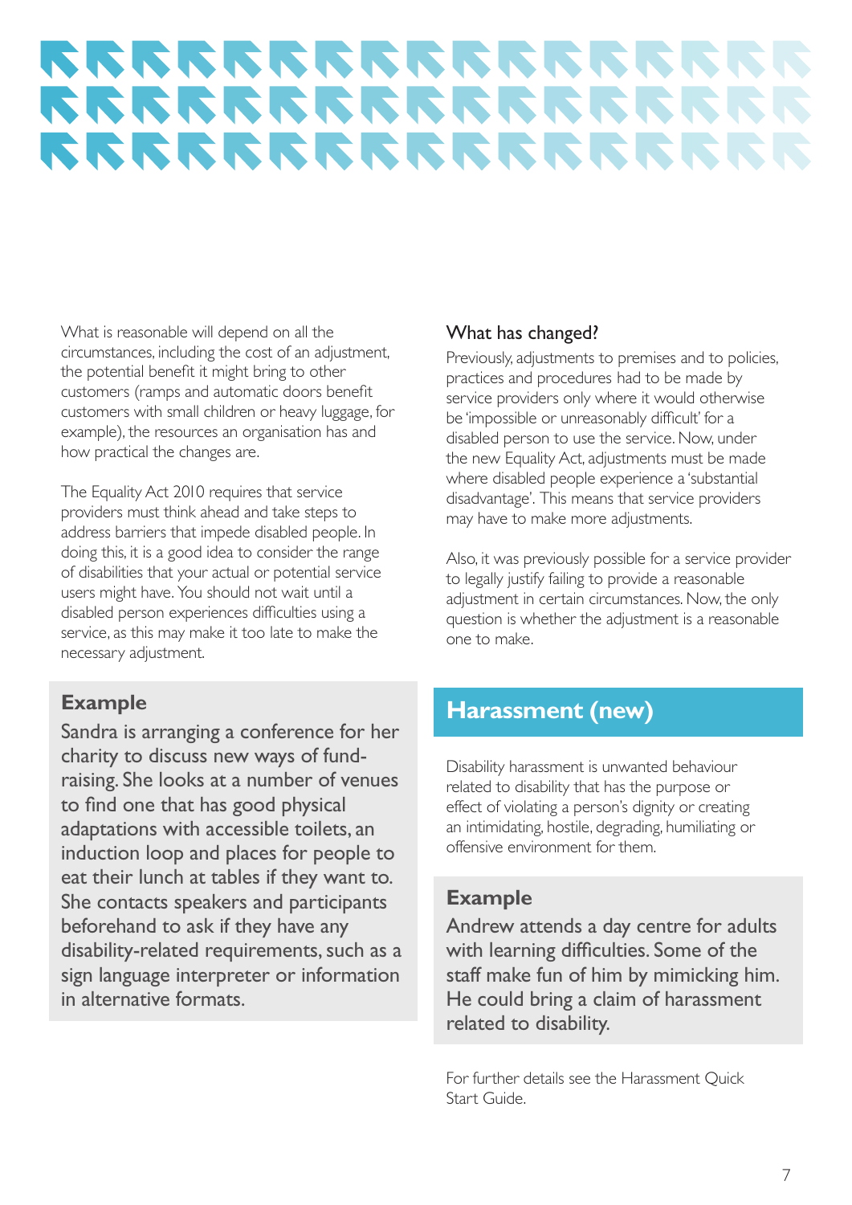What is reasonable will depend on all the circumstances, including the cost of an adjustment, the potential benefit it might bring to other customers (ramps and automatic doors benefit customers with small children or heavy luggage, for example), the resources an organisation has and how practical the changes are.

The Equality Act 2010 requires that service providers must think ahead and take steps to address barriers that impede disabled people. In doing this, it is a good idea to consider the range of disabilities that your actual or potential service users might have. You should not wait until a disabled person experiences difficulties using a service, as this may make it too late to make the necessary adjustment.

**Example**

Sandra is arranging a conference for her charity to discuss new ways of fund-raising. She looks at a number of venues to find one that has good physical adaptations with accessible toilets, an induction loop and places for people to eat their lunch at tables if they want to. She contacts speakers and participants beforehand to ask if they have any disability-related requirements, such as a sign language interpreter or information in alternative formats.

### What has changed?

Previously, adjustments to premises and to policies, practices and procedures had to be made by service providers only where it would otherwise be 'impossible or unreasonably difficult' for a disabled person to use the service. Now, under the new Equality Act, adjustments must be made where disabled people experience a 'substantial disadvantage'. This means that service providers may have to make more adjustments.

Also, it was previously possible for a service provider to legally justify failing to provide a reasonable adjustment in certain circumstances. Now, the only question is whether the adjustment is a reasonable one to make.

## Harassment (new)

Disability harassment is unwanted behaviour related to disability that has the purpose or effect of violating a person's dignity or creating an intimidating, hostile, degrading, humiliating or offensive environment for them.

**Example**

Andrew attends a day centre for adults with learning difficulties. Some of the staff make fun of him by mimicking him. He could bring a claim of harassment related to disability.

For further details see the Harassment Quick Start Guide.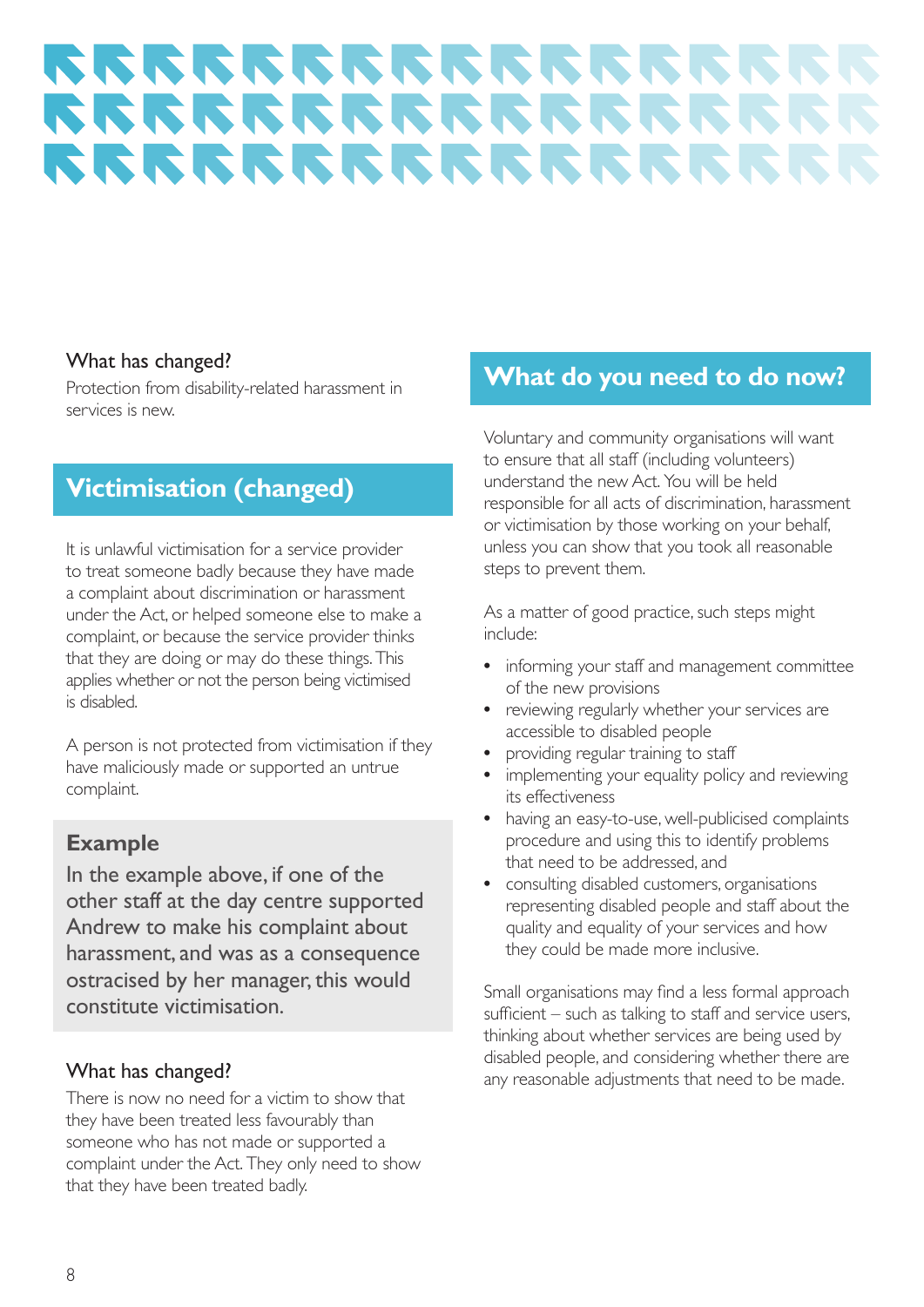### What has changed?

Protection from disability-related harassment in services is new.

## Victimisation (changed)

It is unlawful victimisation for a service provider to treat someone badly because they have made a complaint about discrimination or harassment under the Act, or helped someone else to make a complaint, or because the service provider thinks that they are doing or may do these things. This applies whether or not the person being victimised is disabled.

A person is not protected from victimisation if they have maliciously made or supported an untrue complaint.

### Example

In the example above, if one of the other staff at the day centre supported Andrew to make his complaint about harassment, and was as a consequence ostracised by her manager, this would constitute victimisation.

### What has changed?

There is now no need for a victim to show that they have been treated less favourably than someone who has not made or supported a complaint under the Act. They only need to show that they have been treated badly.

## What do you need to do now?

Voluntary and community organisations will want to ensure that all staff (including volunteers) understand the new Act. You will be held responsible for all acts of discrimination, harassment or victimisation by those working on your behalf, unless you can show that you took all reasonable steps to prevent them.

As a matter of good practice, such steps might include:

- informing your staff and management committee of the new provisions
- reviewing regularly whether your services are accessible to disabled people
- providing regular training to staff
- implementing your equality policy and reviewing its effectiveness
- having an easy-to-use, well-publicised complaints procedure and using this to identify problems that need to be addressed, and
- consulting disabled customers, organisations representing disabled people and staff about the quality and equality of your services and how they could be made more inclusive.

Small organisations may find a less formal approach sufficient – such as talking to staff and service users, thinking about whether services are being used by disabled people, and considering whether there are any reasonable adjustments that need to be made.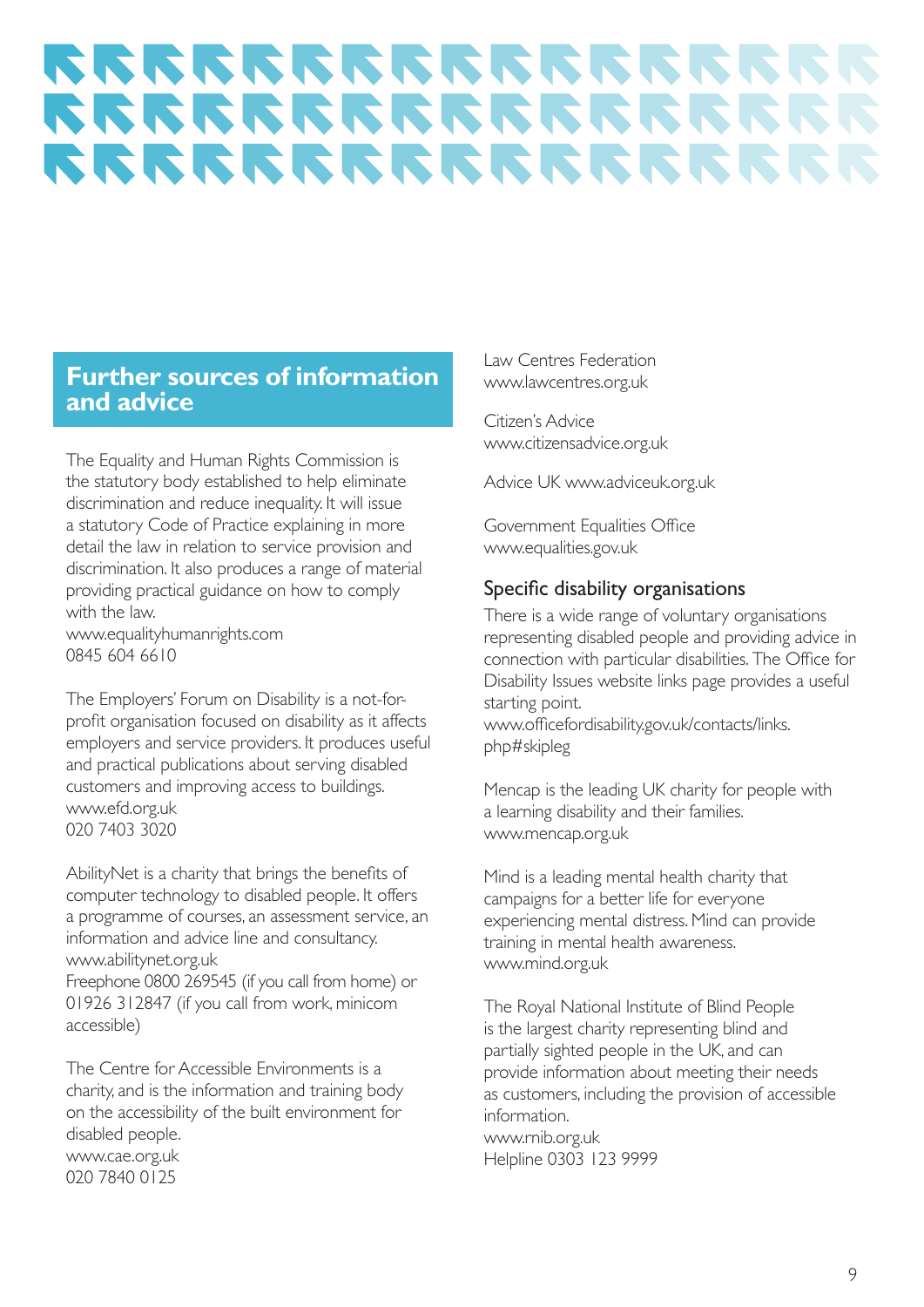## Further sources of information and advice

The Equality and Human Rights Commission is the statutory body established to help eliminate discrimination and reduce inequality. It will issue a statutory Code of Practice explaining in more detail the law in relation to service provision and discrimination. It also produces a range of material providing practical guidance on how to comply with the law.
www.equalityhumanrights.com
0845 604 6610

The Employers' Forum on Disability is a not-for-profit organisation focused on disability as it affects employers and service providers. It produces useful and practical publications about serving disabled customers and improving access to buildings.
www.efd.org.uk
020 7403 3020

AbilityNet is a charity that brings the benefits of computer technology to disabled people. It offers a programme of courses, an assessment service, an information and advice line and consultancy.
www.abilitynet.org.uk
Freephone 0800 269545 (if you call from home) or 01926 312847 (if you call from work, minicom accessible)

The Centre for Accessible Environments is a charity, and is the information and training body on the accessibility of the built environment for disabled people.
www.cae.org.uk
020 7840 0125

Law Centres Federation
www.lawcentres.org.uk

Citizen's Advice
www.citizensadvice.org.uk

Advice UK www.adviceuk.org.uk

Government Equalities Office
www.equalities.gov.uk

### Specific disability organisations

There is a wide range of voluntary organisations representing disabled people and providing advice in connection with particular disabilities. The Office for Disability Issues website links page provides a useful starting point.
www.officefordisability.gov.uk/contacts/links.php#skipleg

Mencap is the leading UK charity for people with a learning disability and their families.
www.mencap.org.uk

Mind is a leading mental health charity that campaigns for a better life for everyone experiencing mental distress. Mind can provide training in mental health awareness.
www.mind.org.uk

The Royal National Institute of Blind People is the largest charity representing blind and partially sighted people in the UK, and can provide information about meeting their needs as customers, including the provision of accessible information.
www.rnib.org.uk
Helpline 0303 123 9999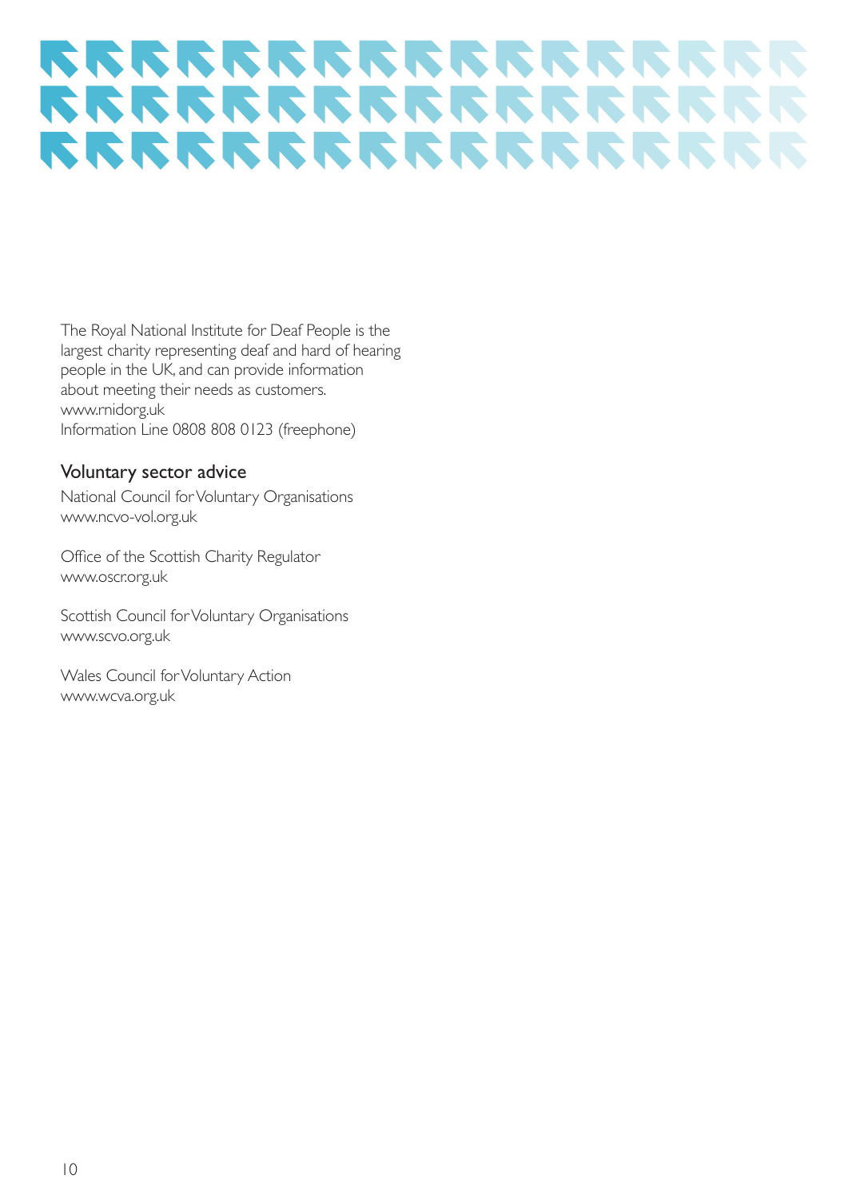The Royal National Institute for Deaf People is the largest charity representing deaf and hard of hearing people in the UK, and can provide information about meeting their needs as customers.
www.rnid.org.uk
Information Line 0808 808 0123 (freephone)

## Voluntary sector advice

National Council for Voluntary Organisations
www.ncvo-vol.org.uk

Office of the Scottish Charity Regulator
www.oscr.org.uk

Scottish Council for Voluntary Organisations
www.scvo.org.uk

Wales Council for Voluntary Action
www.wcva.org.uk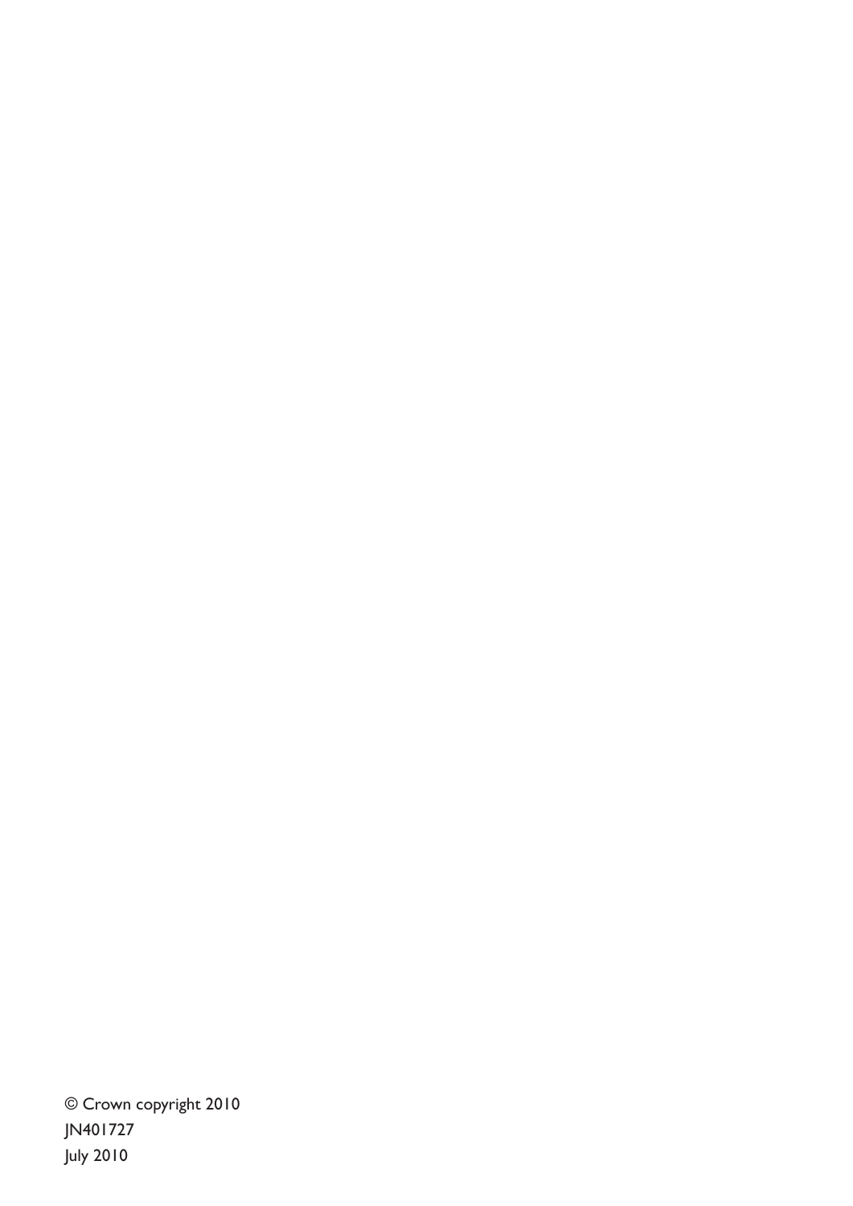© Crown copyright 2010
JN401727
July 2010